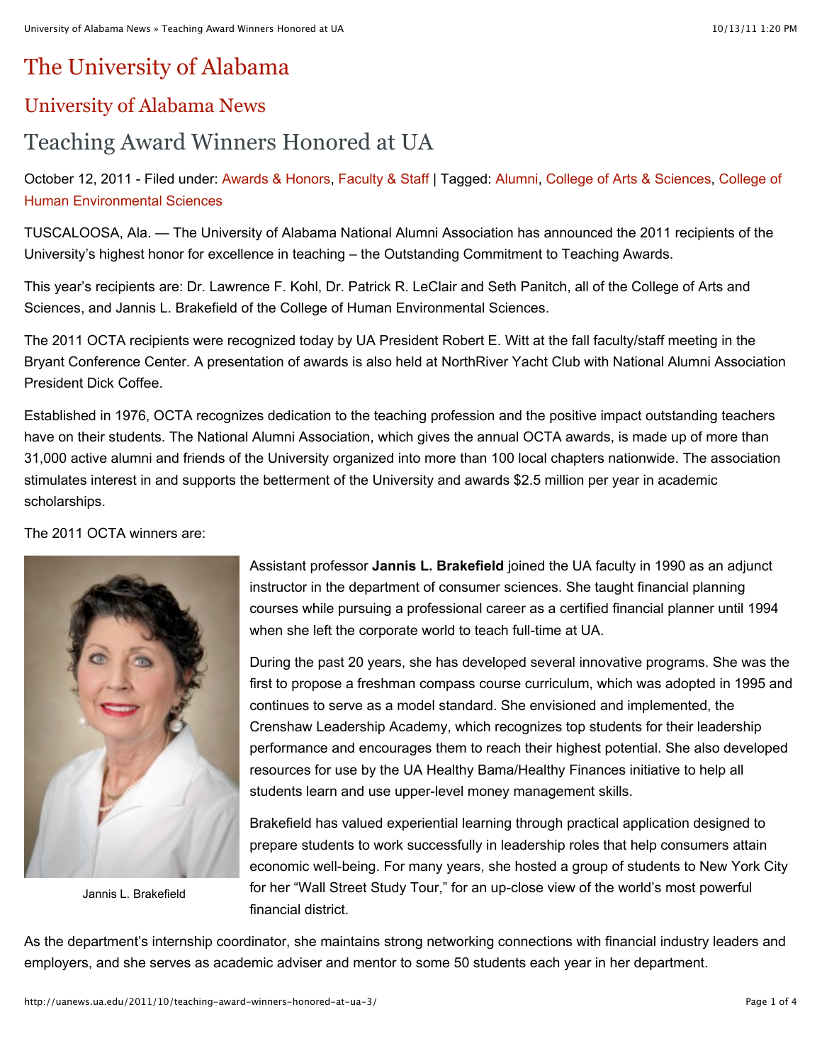# The University of Alabama

## University of Alabama News

## Teaching Award Winners Honored at UA

October 12, 2011 - Filed under: Awards & Honors, Faculty & Staff | Tagged: Alumni, College of Arts & Sciences, College of Human Environmental Sciences

TUSCALOOSA, Ala. — The University of Alabama National Alumni Association has announced the 2011 recipients of the University's highest honor for excellence in teaching – the Outstanding Commitment to Teaching Awards.

This year's recipients are: Dr. Lawrence F. Kohl, Dr. Patrick R. LeClair and Seth Panitch, all of the College of Arts and Sciences, and Jannis L. Brakefield of the College of Human Environmental Sciences.

The 2011 OCTA recipients were recognized today by UA President Robert E. Witt at the fall faculty/staff meeting in the Bryant Conference Center. A presentation of awards is also held at NorthRiver Yacht Club with National Alumni Association President Dick Coffee.

Established in 1976, OCTA recognizes dedication to the teaching profession and the positive impact outstanding teachers have on their students. The National Alumni Association, which gives the annual OCTA awards, is made up of more than 31,000 active alumni and friends of the University organized into more than 100 local chapters nationwide. The association stimulates interest in and supports the betterment of the University and awards $2.5 million per year in academic scholarships.

The 2011 OCTA winners are:

Jannis L. Brakefield

Assistant professor **Jannis L. Brakefield** joined the UA faculty in 1990 as an adjunct instructor in the department of consumer sciences. She taught financial planning courses while pursuing a professional career as a certified financial planner until 1994 when she left the corporate world to teach full-time at UA.

During the past 20 years, she has developed several innovative programs. She was the first to propose a freshman compass course curriculum, which was adopted in 1995 and continues to serve as a model standard. She envisioned and implemented, the Crenshaw Leadership Academy, which recognizes top students for their leadership performance and encourages them to reach their highest potential. She also developed resources for use by the UA Healthy Bama/Healthy Finances initiative to help all students learn and use upper-level money management skills.

Brakefield has valued experiential learning through practical application designed to prepare students to work successfully in leadership roles that help consumers attain economic well-being. For many years, she hosted a group of students to New York City for her "Wall Street Study Tour," for an up-close view of the world's most powerful financial district.

As the department's internship coordinator, she maintains strong networking connections with financial industry leaders and employers, and she serves as academic adviser and mentor to some 50 students each year in her department.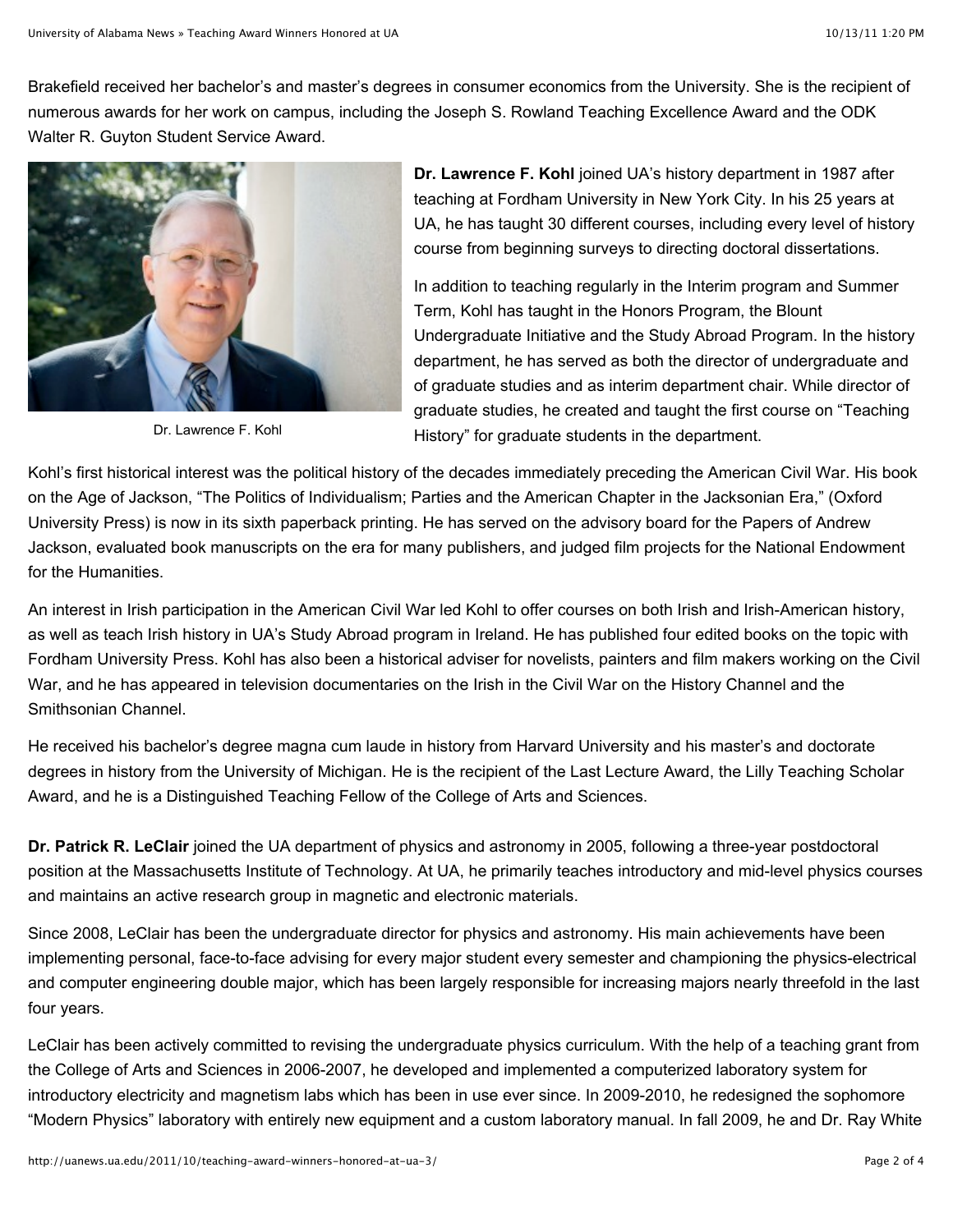Brakefield received her bachelor's and master's degrees in consumer economics from the University. She is the recipient of numerous awards for her work on campus, including the Joseph S. Rowland Teaching Excellence Award and the ODK Walter R. Guyton Student Service Award.

Dr. Lawrence F. Kohl

**Dr. Lawrence F. Kohl** joined UA's history department in 1987 after teaching at Fordham University in New York City. In his 25 years at UA, he has taught 30 different courses, including every level of history course from beginning surveys to directing doctoral dissertations.

In addition to teaching regularly in the Interim program and Summer Term, Kohl has taught in the Honors Program, the Blount Undergraduate Initiative and the Study Abroad Program. In the history department, he has served as both the director of undergraduate and of graduate studies and as interim department chair. While director of graduate studies, he created and taught the first course on "Teaching History" for graduate students in the department.

Kohl's first historical interest was the political history of the decades immediately preceding the American Civil War. His book on the Age of Jackson, "The Politics of Individualism; Parties and the American Chapter in the Jacksonian Era," (Oxford University Press) is now in its sixth paperback printing. He has served on the advisory board for the Papers of Andrew Jackson, evaluated book manuscripts on the era for many publishers, and judged film projects for the National Endowment for the Humanities.

An interest in Irish participation in the American Civil War led Kohl to offer courses on both Irish and Irish-American history, as well as teach Irish history in UA's Study Abroad program in Ireland. He has published four edited books on the topic with Fordham University Press. Kohl has also been a historical adviser for novelists, painters and film makers working on the Civil War, and he has appeared in television documentaries on the Irish in the Civil War on the History Channel and the Smithsonian Channel.

He received his bachelor's degree magna cum laude in history from Harvard University and his master's and doctorate degrees in history from the University of Michigan. He is the recipient of the Last Lecture Award, the Lilly Teaching Scholar Award, and he is a Distinguished Teaching Fellow of the College of Arts and Sciences.

**Dr. Patrick R. LeClair** joined the UA department of physics and astronomy in 2005, following a three-year postdoctoral position at the Massachusetts Institute of Technology. At UA, he primarily teaches introductory and mid-level physics courses and maintains an active research group in magnetic and electronic materials.

Since 2008, LeClair has been the undergraduate director for physics and astronomy. His main achievements have been implementing personal, face-to-face advising for every major student every semester and championing the physics-electrical and computer engineering double major, which has been largely responsible for increasing majors nearly threefold in the last four years.

LeClair has been actively committed to revising the undergraduate physics curriculum. With the help of a teaching grant from the College of Arts and Sciences in 2006-2007, he developed and implemented a computerized laboratory system for introductory electricity and magnetism labs which has been in use ever since. In 2009-2010, he redesigned the sophomore "Modern Physics" laboratory with entirely new equipment and a custom laboratory manual. In fall 2009, he and Dr. Ray White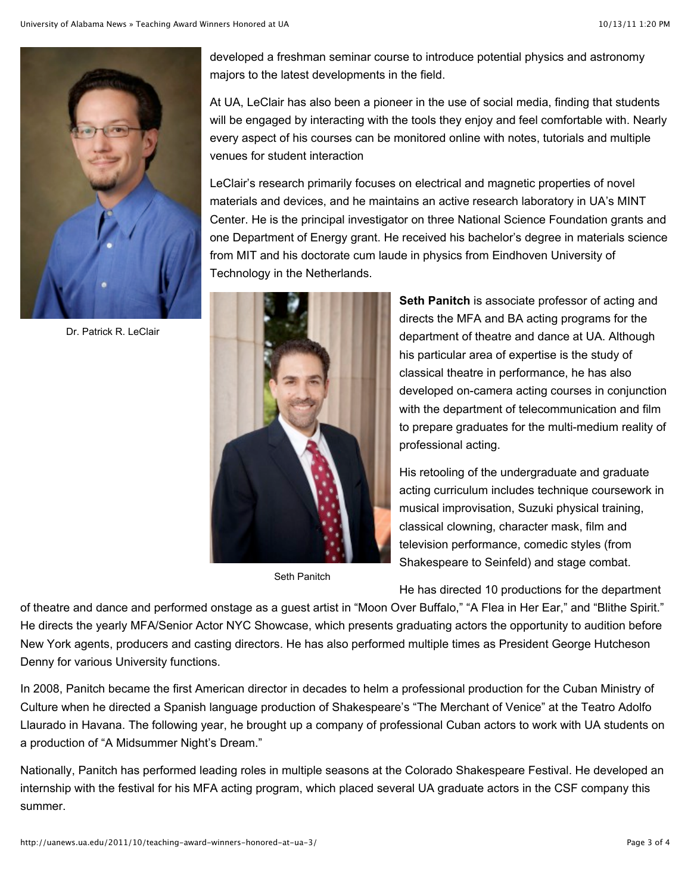developed a freshman seminar course to introduce potential physics and astronomy majors to the latest developments in the field.

At UA, LeClair has also been a pioneer in the use of social media, finding that students will be engaged by interacting with the tools they enjoy and feel comfortable with. Nearly every aspect of his courses can be monitored online with notes, tutorials and multiple venues for student interaction

LeClair's research primarily focuses on electrical and magnetic properties of novel materials and devices, and he maintains an active research laboratory in UA's MINT Center. He is the principal investigator on three National Science Foundation grants and one Department of Energy grant. He received his bachelor's degree in materials science from MIT and his doctorate cum laude in physics from Eindhoven University of Technology in the Netherlands.

Dr. Patrick R. LeClair

**Seth Panitch** is associate professor of acting and directs the MFA and BA acting programs for the department of theatre and dance at UA. Although his particular area of expertise is the study of classical theatre in performance, he has also developed on-camera acting courses in conjunction with the department of telecommunication and film to prepare graduates for the multi-medium reality of professional acting.

Seth Panitch

His retooling of the undergraduate and graduate acting curriculum includes technique coursework in musical improvisation, Suzuki physical training, classical clowning, character mask, film and television performance, comedic styles (from Shakespeare to Seinfeld) and stage combat.

He has directed 10 productions for the department of theatre and dance and performed onstage as a guest artist in "Moon Over Buffalo," "A Flea in Her Ear," and "Blithe Spirit." He directs the yearly MFA/Senior Actor NYC Showcase, which presents graduating actors the opportunity to audition before New York agents, producers and casting directors. He has also performed multiple times as President George Hutcheson Denny for various University functions.

In 2008, Panitch became the first American director in decades to helm a professional production for the Cuban Ministry of Culture when he directed a Spanish language production of Shakespeare's "The Merchant of Venice" at the Teatro Adolfo Llaurado in Havana. The following year, he brought up a company of professional Cuban actors to work with UA students on a production of "A Midsummer Night's Dream."

Nationally, Panitch has performed leading roles in multiple seasons at the Colorado Shakespeare Festival. He developed an internship with the festival for his MFA acting program, which placed several UA graduate actors in the CSF company this summer.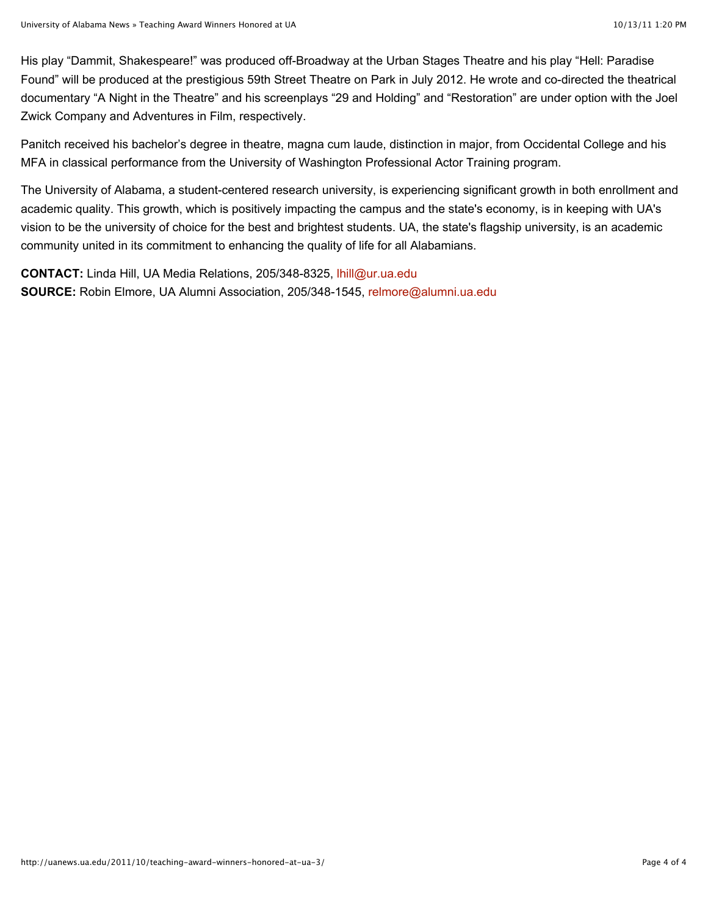His play “Dammit, Shakespeare!” was produced off-Broadway at the Urban Stages Theatre and his play “Hell: Paradise Found” will be produced at the prestigious 59th Street Theatre on Park in July 2012. He wrote and co-directed the theatrical documentary “A Night in the Theatre” and his screenplays “29 and Holding” and “Restoration” are under option with the Joel Zwick Company and Adventures in Film, respectively.

Panitch received his bachelor’s degree in theatre, magna cum laude, distinction in major, from Occidental College and his MFA in classical performance from the University of Washington Professional Actor Training program.

The University of Alabama, a student-centered research university, is experiencing significant growth in both enrollment and academic quality. This growth, which is positively impacting the campus and the state's economy, is in keeping with UA's vision to be the university of choice for the best and brightest students. UA, the state's flagship university, is an academic community united in its commitment to enhancing the quality of life for all Alabamians.

**CONTACT:** Linda Hill, UA Media Relations, 205/348-8325, lhill@ur.ua.edu
**SOURCE:** Robin Elmore, UA Alumni Association, 205/348-1545, relmore@alumni.ua.edu